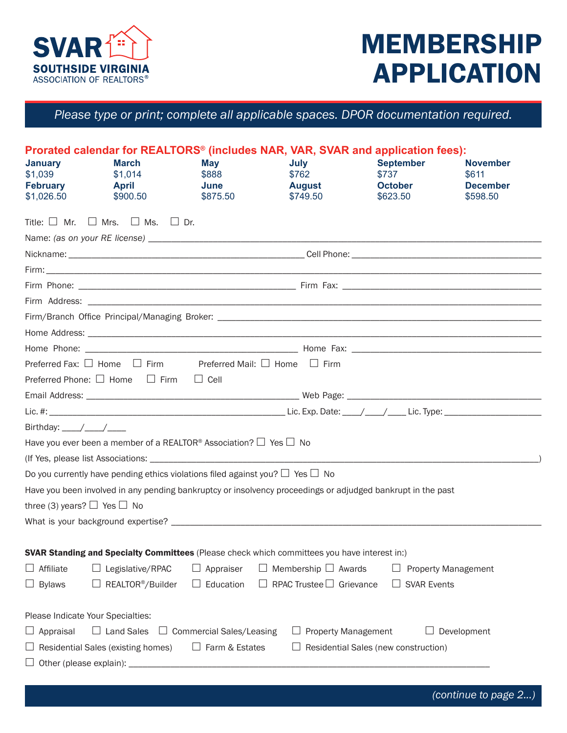**SVAR**
**SOUTHSIDE VIRGINIA**
ASSOCIATION OF REALTORS®

# MEMBERSHIP APPLICATION

*Please type or print; complete all applicable spaces. DPOR documentation required.*

**Prorated calendar for REALTORS® (includes NAR, VAR, SVAR and application fees):**

| | | | | | |
|---|---|---|---|---|---|
| **January** $1,039 | **March** $1,014 | **May** $888 | **July** $762 | **September** $737 | **November** $611 |
| **February** $1,026.50 | **April** $900.50 | **June** $875.50 | **August** $749.50 | **October** $623.50 | **December** $598.50 |

Title: ☐ Mr. ☐ Mrs. ☐ Ms. ☐ Dr.

Name: *(as on your RE license)* ______________________________

Nickname: ______________________ Cell Phone: ______________________

Firm: ______________________________

Firm Phone: ______________________ Firm Fax: ______________________

Firm Address: ______________________________

Firm/Branch Office Principal/Managing Broker: ______________________________

Home Address: ______________________________

Home Phone: ______________________ Home Fax: ______________________

Preferred Fax: ☐ Home ☐ Firm Preferred Mail: ☐ Home ☐ Firm

Preferred Phone: ☐ Home ☐ Firm ☐ Cell

Email Address: ______________________ Web Page: ______________________

Lic. #: ______________________ Lic. Exp. Date: ____/____/____ Lic. Type: ______________

Birthday: ____/____/____

Have you ever been a member of a REALTOR® Association? ☐ Yes ☐ No

(If Yes, please list Associations: ______________________________)

Do you currently have pending ethics violations filed against you? ☐ Yes ☐ No

Have you been involved in any pending bankruptcy or insolvency proceedings or adjudged bankrupt in the past three (3) years? ☐ Yes ☐ No

What is your background expertise? ______________________________

**SVAR Standing and Specialty Committees** (Please check which committees you have interest in:)

☐ Affiliate ☐ Legislative/RPAC ☐ Appraiser ☐ Membership ☐ Awards ☐ Property Management

☐ Bylaws ☐ REALTOR®/Builder ☐ Education ☐ RPAC Trustee ☐ Grievance ☐ SVAR Events

Please Indicate Your Specialties:

☐ Appraisal ☐ Land Sales ☐ Commercial Sales/Leasing ☐ Property Management ☐ Development

☐ Residential Sales (existing homes) ☐ Farm & Estates ☐ Residential Sales (new construction)

☐ Other (please explain): ______________________________

*(continue to page 2...)*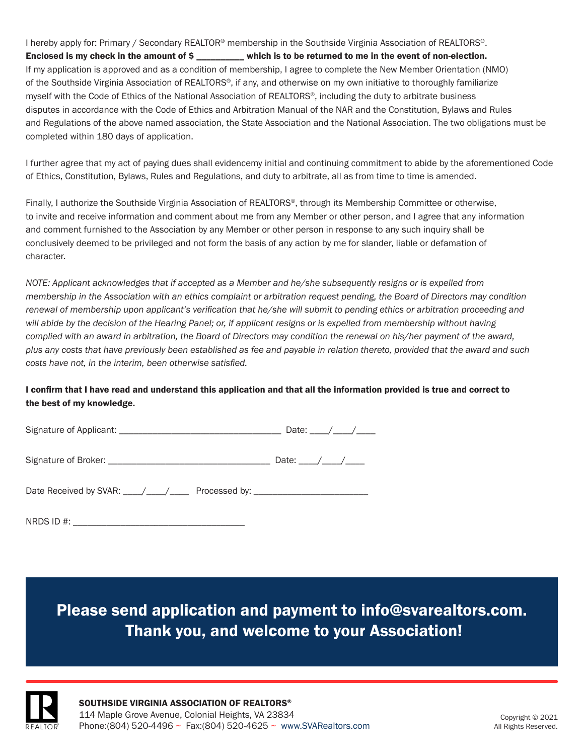I hereby apply for: Primary / Secondary REALTOR® membership in the Southside Virginia Association of REALTORS®.
**Enclosed is my check in the amount of $ __________ which is to be returned to me in the event of non-election.**
If my application is approved and as a condition of membership, I agree to complete the New Member Orientation (NMO) of the Southside Virginia Association of REALTORS®, if any, and otherwise on my own initiative to thoroughly familiarize myself with the Code of Ethics of the National Association of REALTORS®, including the duty to arbitrate business disputes in accordance with the Code of Ethics and Arbitration Manual of the NAR and the Constitution, Bylaws and Rules and Regulations of the above named association, the State Association and the National Association. The two obligations must be completed within 180 days of application.

I further agree that my act of paying dues shall evidencemy initial and continuing commitment to abide by the aforementioned Code of Ethics, Constitution, Bylaws, Rules and Regulations, and duty to arbitrate, all as from time to time is amended.

Finally, I authorize the Southside Virginia Association of REALTORS®, through its Membership Committee or otherwise, to invite and receive information and comment about me from any Member or other person, and I agree that any information and comment furnished to the Association by any Member or other person in response to any such inquiry shall be conclusively deemed to be privileged and not form the basis of any action by me for slander, liable or defamation of character.

*NOTE: Applicant acknowledges that if accepted as a Member and he/she subsequently resigns or is expelled from membership in the Association with an ethics complaint or arbitration request pending, the Board of Directors may condition renewal of membership upon applicant's verification that he/she will submit to pending ethics or arbitration proceeding and will abide by the decision of the Hearing Panel; or, if applicant resigns or is expelled from membership without having complied with an award in arbitration, the Board of Directors may condition the renewal on his/her payment of the award, plus any costs that have previously been established as fee and payable in relation thereto, provided that the award and such costs have not, in the interim, been otherwise satisfied.*

**I confirm that I have read and understand this application and that all the information provided is true and correct to the best of my knowledge.**

Signature of Applicant: ________________________________ Date: ____/____/____

Signature of Broker: ________________________________ Date: ____/____/____

Date Received by SVAR: ____/____/____ Processed by: ______________________

NRDS ID #: __________________________________

## Please send application and payment to info@svarealtors.com. Thank you, and welcome to your Association!

**SOUTHSIDE VIRGINIA ASSOCIATION OF REALTORS®**
114 Maple Grove Avenue, Colonial Heights, VA 23834
Phone:(804) 520-4496 ~ Fax:(804) 520-4625 ~ www.SVARealtors.com

Copyright © 2021
All Rights Reserved.